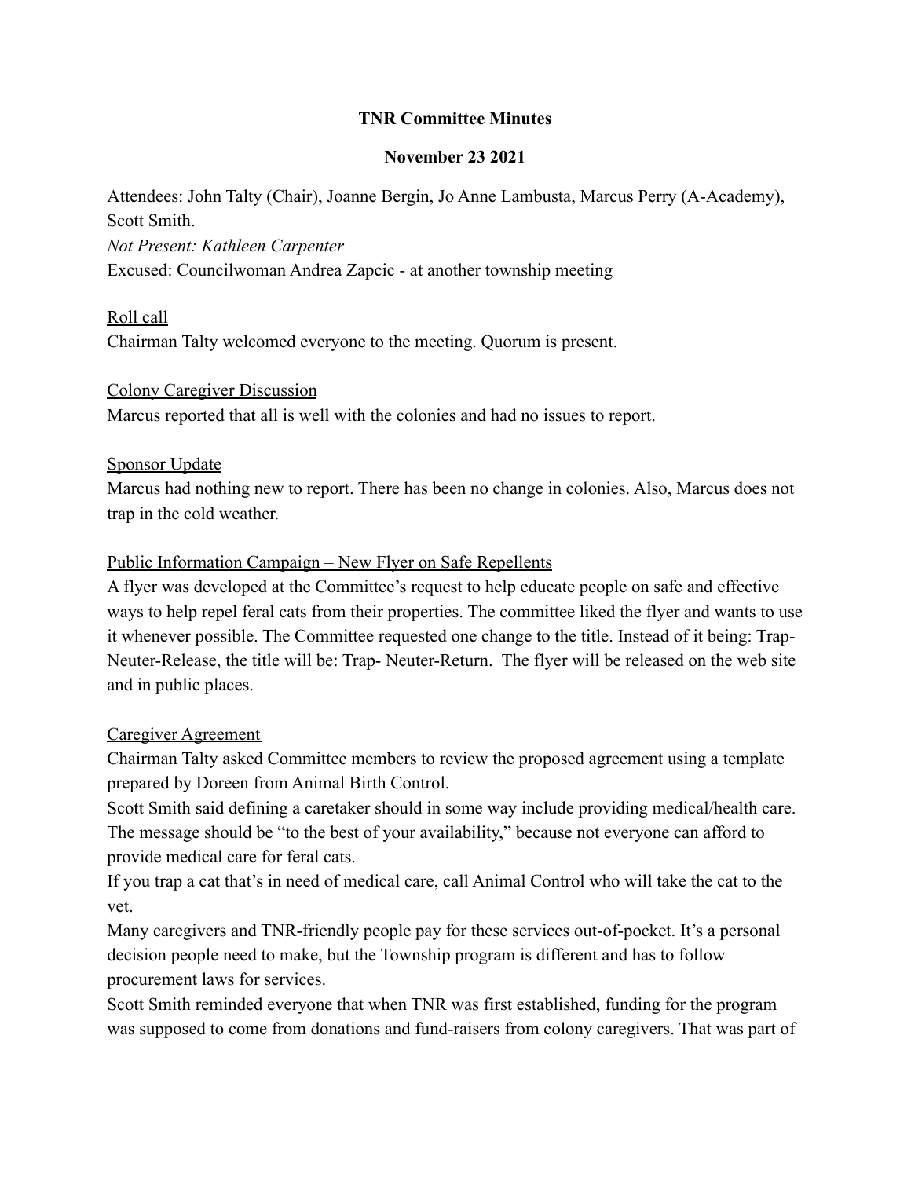**TNR Committee Minutes**

**November 23 2021**

Attendees: John Talty (Chair), Joanne Bergin, Jo Anne Lambusta, Marcus Perry (A-Academy), Scott Smith.

*Not Present: Kathleen Carpenter*

Excused: Councilwoman Andrea Zapcic - at another township meeting

<u>Roll call</u>

Chairman Talty welcomed everyone to the meeting. Quorum is present.

<u>Colony Caregiver Discussion</u>

Marcus reported that all is well with the colonies and had no issues to report.

<u>Sponsor Update</u>

Marcus had nothing new to report. There has been no change in colonies. Also, Marcus does not trap in the cold weather.

<u>Public Information Campaign – New Flyer on Safe Repellents</u>

A flyer was developed at the Committee's request to help educate people on safe and effective ways to help repel feral cats from their properties. The committee liked the flyer and wants to use it whenever possible. The Committee requested one change to the title. Instead of it being: Trap-Neuter-Release, the title will be: Trap- Neuter-Return. The flyer will be released on the web site and in public places.

<u>Caregiver Agreement</u>

Chairman Talty asked Committee members to review the proposed agreement using a template prepared by Doreen from Animal Birth Control.

Scott Smith said defining a caretaker should in some way include providing medical/health care. The message should be "to the best of your availability," because not everyone can afford to provide medical care for feral cats.

If you trap a cat that's in need of medical care, call Animal Control who will take the cat to the vet.

Many caregivers and TNR-friendly people pay for these services out-of-pocket. It's a personal decision people need to make, but the Township program is different and has to follow procurement laws for services.

Scott Smith reminded everyone that when TNR was first established, funding for the program was supposed to come from donations and fund-raisers from colony caregivers. That was part of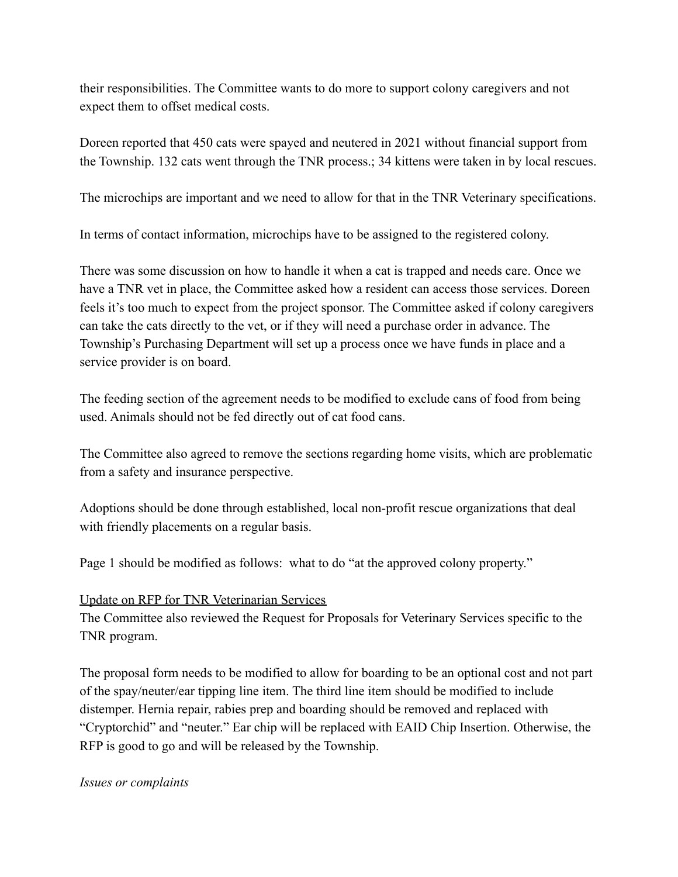their responsibilities. The Committee wants to do more to support colony caregivers and not expect them to offset medical costs.

Doreen reported that 450 cats were spayed and neutered in 2021 without financial support from the Township. 132 cats went through the TNR process.; 34 kittens were taken in by local rescues.

The microchips are important and we need to allow for that in the TNR Veterinary specifications.

In terms of contact information, microchips have to be assigned to the registered colony.

There was some discussion on how to handle it when a cat is trapped and needs care. Once we have a TNR vet in place, the Committee asked how a resident can access those services. Doreen feels it's too much to expect from the project sponsor. The Committee asked if colony caregivers can take the cats directly to the vet, or if they will need a purchase order in advance. The Township's Purchasing Department will set up a process once we have funds in place and a service provider is on board.

The feeding section of the agreement needs to be modified to exclude cans of food from being used. Animals should not be fed directly out of cat food cans.

The Committee also agreed to remove the sections regarding home visits, which are problematic from a safety and insurance perspective.

Adoptions should be done through established, local non-profit rescue organizations that deal with friendly placements on a regular basis.

Page 1 should be modified as follows: what to do "at the approved colony property."

<u>Update on RFP for TNR Veterinarian Services</u>

The Committee also reviewed the Request for Proposals for Veterinary Services specific to the TNR program.

The proposal form needs to be modified to allow for boarding to be an optional cost and not part of the spay/neuter/ear tipping line item. The third line item should be modified to include distemper. Hernia repair, rabies prep and boarding should be removed and replaced with "Cryptorchid" and "neuter." Ear chip will be replaced with EAID Chip Insertion. Otherwise, the RFP is good to go and will be released by the Township.

*Issues or complaints*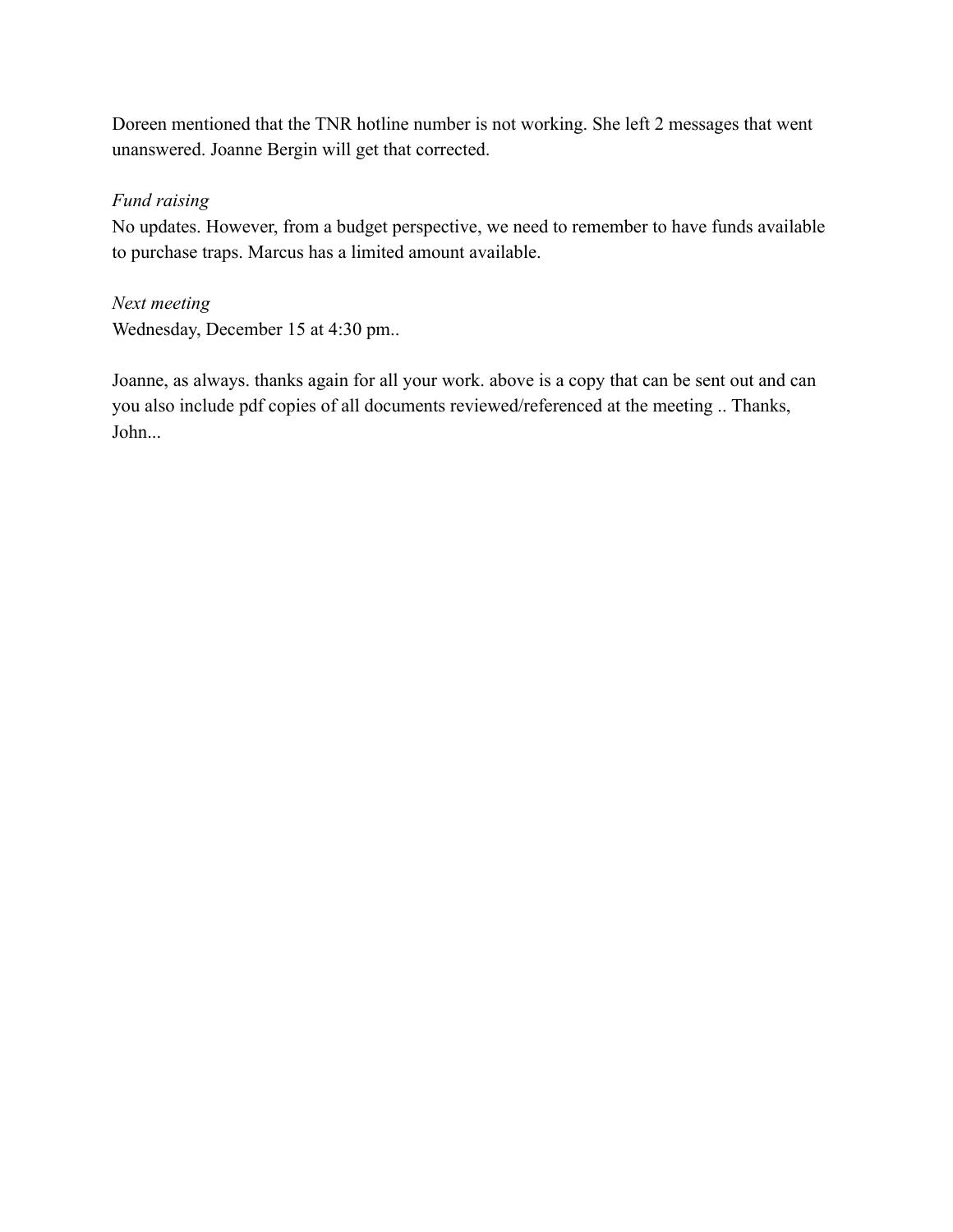Doreen mentioned that the TNR hotline number is not working. She left 2 messages that went unanswered. Joanne Bergin will get that corrected.

*Fund raising*

No updates. However, from a budget perspective, we need to remember to have funds available to purchase traps. Marcus has a limited amount available.

*Next meeting*

Wednesday, December 15 at 4:30 pm..

Joanne, as always. thanks again for all your work. above is a copy that can be sent out and can you also include pdf copies of all documents reviewed/referenced at the meeting .. Thanks, John...